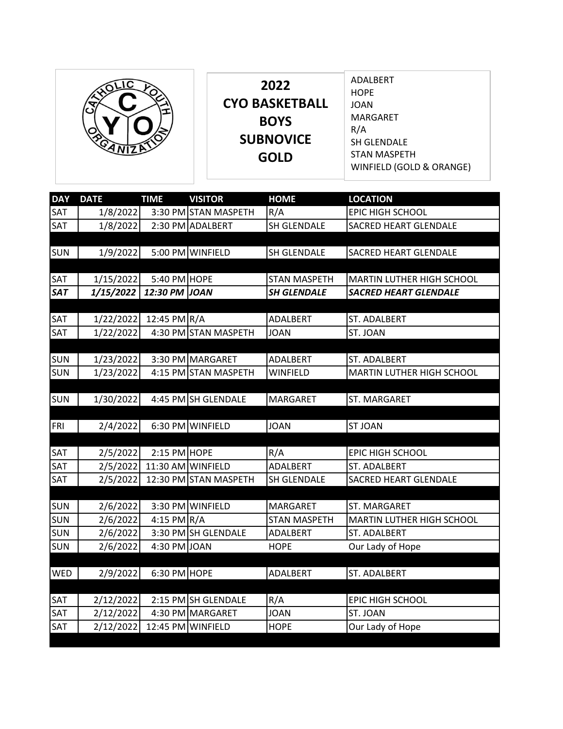# 2022 CYO BASKETBALL BOYS SUBNOVICE GOLD

ADALBERT
HOPE
JOAN
MARGARET
R/A
SH GLENDALE
STAN MASPETH
WINFIELD (GOLD & ORANGE)

| DAY | DATE | TIME | VISITOR | HOME | LOCATION |
|---|---|---|---|---|---|
| SAT | 1/8/2022 | 3:30 PM | STAN MASPETH | R/A | EPIC HIGH SCHOOL |
| SAT | 1/8/2022 | 2:30 PM | ADALBERT | SH GLENDALE | SACRED HEART GLENDALE |
| | | | | | |
| SUN | 1/9/2022 | 5:00 PM | WINFIELD | SH GLENDALE | SACRED HEART GLENDALE |
| | | | | | |
| SAT | 1/15/2022 | 5:40 PM | HOPE | STAN MASPETH | MARTIN LUTHER HIGH SCHOOL |
| ***SAT*** | ***1/15/2022*** | ***12:30 PM*** | ***JOAN*** | ***SH GLENDALE*** | ***SACRED HEART GLENDALE*** |
| | | | | | |
| SAT | 1/22/2022 | 12:45 PM | R/A | ADALBERT | ST. ADALBERT |
| SAT | 1/22/2022 | 4:30 PM | STAN MASPETH | JOAN | ST. JOAN |
| | | | | | |
| SUN | 1/23/2022 | 3:30 PM | MARGARET | ADALBERT | ST. ADALBERT |
| SUN | 1/23/2022 | 4:15 PM | STAN MASPETH | WINFIELD | MARTIN LUTHER HIGH SCHOOL |
| | | | | | |
| SUN | 1/30/2022 | 4:45 PM | SH GLENDALE | MARGARET | ST. MARGARET |
| | | | | | |
| FRI | 2/4/2022 | 6:30 PM | WINFIELD | JOAN | ST JOAN |
| | | | | | |
| SAT | 2/5/2022 | 2:15 PM | HOPE | R/A | EPIC HIGH SCHOOL |
| SAT | 2/5/2022 | 11:30 AM | WINFIELD | ADALBERT | ST. ADALBERT |
| SAT | 2/5/2022 | 12:30 PM | STAN MASPETH | SH GLENDALE | SACRED HEART GLENDALE |
| | | | | | |
| SUN | 2/6/2022 | 3:30 PM | WINFIELD | MARGARET | ST. MARGARET |
| SUN | 2/6/2022 | 4:15 PM | R/A | STAN MASPETH | MARTIN LUTHER HIGH SCHOOL |
| SUN | 2/6/2022 | 3:30 PM | SH GLENDALE | ADALBERT | ST. ADALBERT |
| SUN | 2/6/2022 | 4:30 PM | JOAN | HOPE | Our Lady of Hope |
| | | | | | |
| WED | 2/9/2022 | 6:30 PM | HOPE | ADALBERT | ST. ADALBERT |
| | | | | | |
| SAT | 2/12/2022 | 2:15 PM | SH GLENDALE | R/A | EPIC HIGH SCHOOL |
| SAT | 2/12/2022 | 4:30 PM | MARGARET | JOAN | ST. JOAN |
| SAT | 2/12/2022 | 12:45 PM | WINFIELD | HOPE | Our Lady of Hope |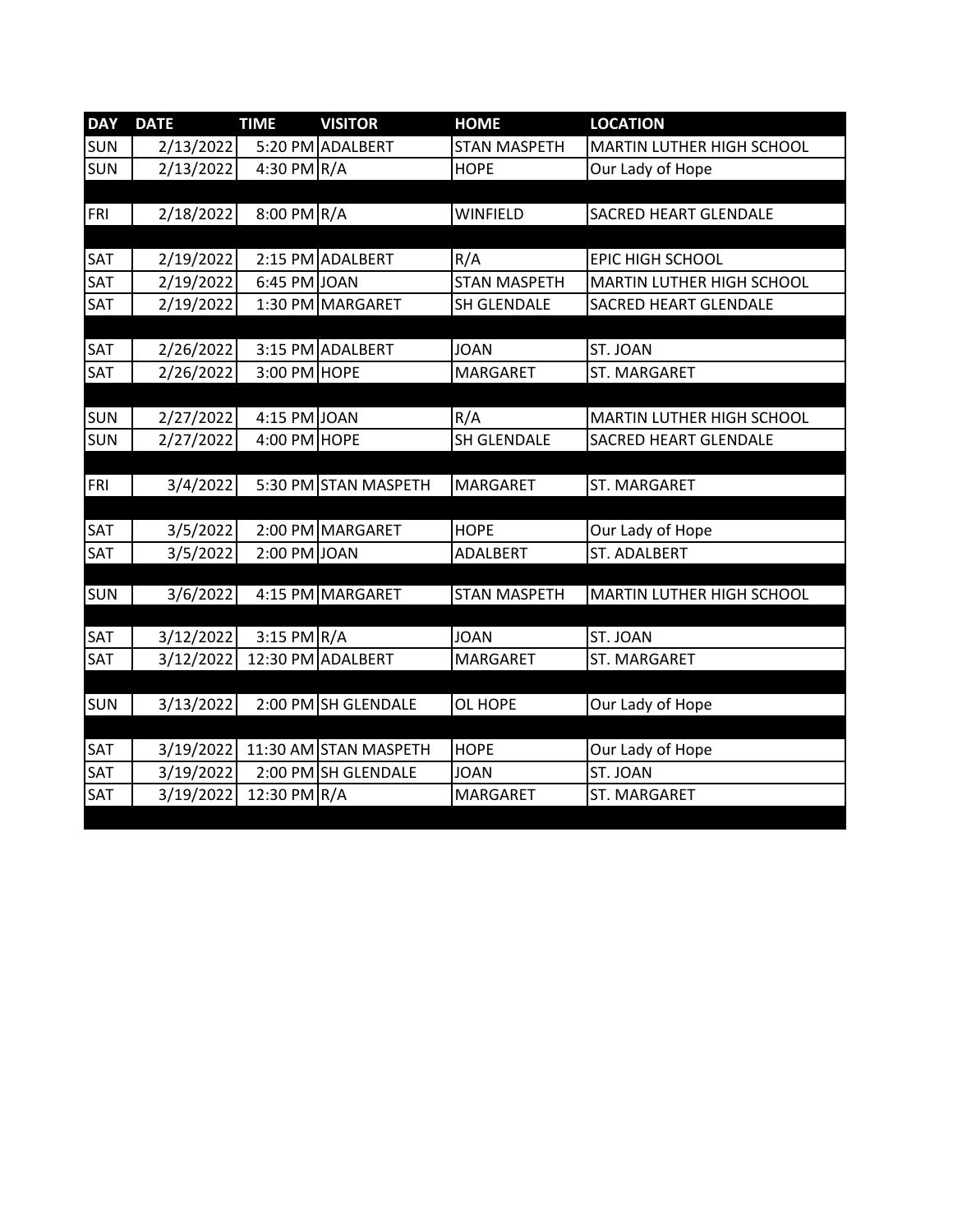| DAY | DATE | TIME | VISITOR | HOME | LOCATION |
|---|---|---|---|---|---|
| SUN | 2/13/2022 | 5:20 PM | ADALBERT | STAN MASPETH | MARTIN LUTHER HIGH SCHOOL |
| SUN | 2/13/2022 | 4:30 PM | R/A | HOPE | Our Lady of Hope |
| | | | | | |
| FRI | 2/18/2022 | 8:00 PM | R/A | WINFIELD | SACRED HEART GLENDALE |
| | | | | | |
| SAT | 2/19/2022 | 2:15 PM | ADALBERT | R/A | EPIC HIGH SCHOOL |
| SAT | 2/19/2022 | 6:45 PM | JOAN | STAN MASPETH | MARTIN LUTHER HIGH SCHOOL |
| SAT | 2/19/2022 | 1:30 PM | MARGARET | SH GLENDALE | SACRED HEART GLENDALE |
| | | | | | |
| SAT | 2/26/2022 | 3:15 PM | ADALBERT | JOAN | ST. JOAN |
| SAT | 2/26/2022 | 3:00 PM | HOPE | MARGARET | ST. MARGARET |
| | | | | | |
| SUN | 2/27/2022 | 4:15 PM | JOAN | R/A | MARTIN LUTHER HIGH SCHOOL |
| SUN | 2/27/2022 | 4:00 PM | HOPE | SH GLENDALE | SACRED HEART GLENDALE |
| | | | | | |
| FRI | 3/4/2022 | 5:30 PM | STAN MASPETH | MARGARET | ST. MARGARET |
| | | | | | |
| SAT | 3/5/2022 | 2:00 PM | MARGARET | HOPE | Our Lady of Hope |
| SAT | 3/5/2022 | 2:00 PM | JOAN | ADALBERT | ST. ADALBERT |
| | | | | | |
| SUN | 3/6/2022 | 4:15 PM | MARGARET | STAN MASPETH | MARTIN LUTHER HIGH SCHOOL |
| | | | | | |
| SAT | 3/12/2022 | 3:15 PM | R/A | JOAN | ST. JOAN |
| SAT | 3/12/2022 | 12:30 PM | ADALBERT | MARGARET | ST. MARGARET |
| | | | | | |
| SUN | 3/13/2022 | 2:00 PM | SH GLENDALE | OL HOPE | Our Lady of Hope |
| | | | | | |
| SAT | 3/19/2022 | 11:30 AM | STAN MASPETH | HOPE | Our Lady of Hope |
| SAT | 3/19/2022 | 2:00 PM | SH GLENDALE | JOAN | ST. JOAN |
| SAT | 3/19/2022 | 12:30 PM | R/A | MARGARET | ST. MARGARET |